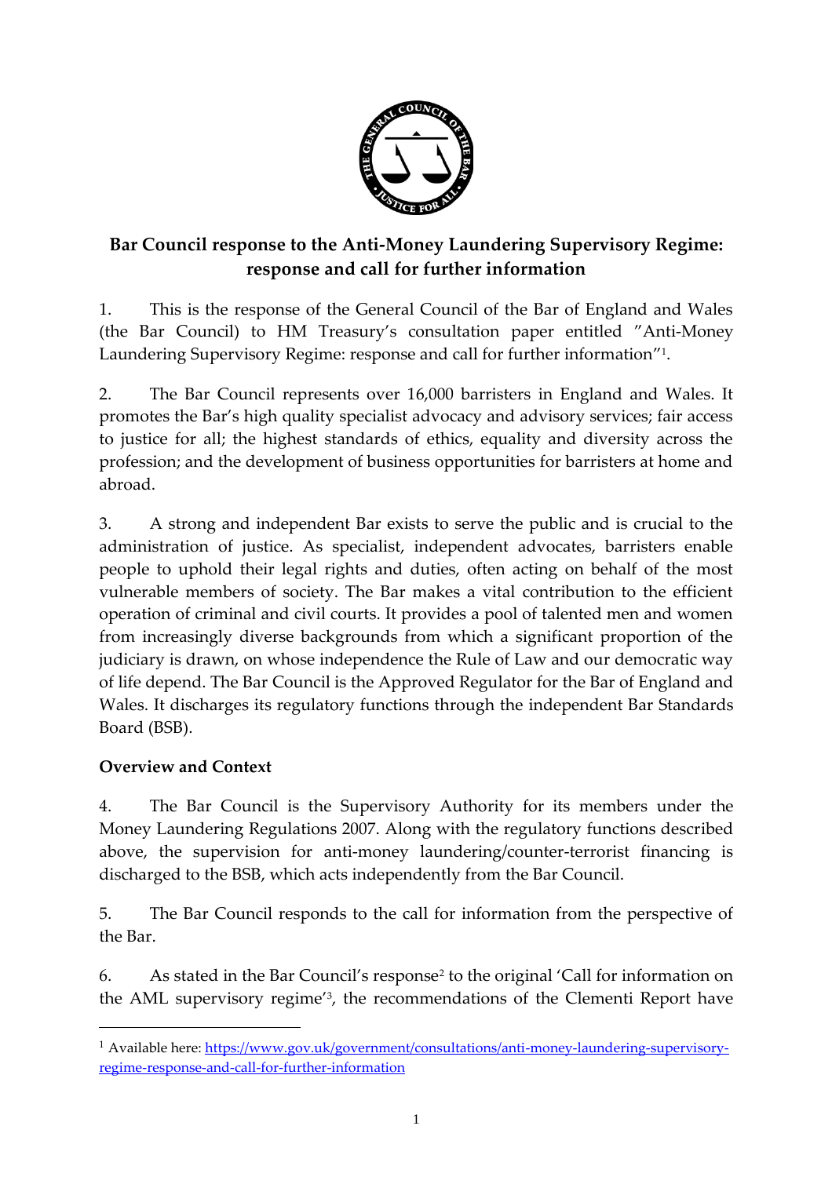# Bar Council response to the Anti-Money Laundering Supervisory Regime: response and call for further information

1. This is the response of the General Council of the Bar of England and Wales (the Bar Council) to HM Treasury's consultation paper entitled "Anti-Money Laundering Supervisory Regime: response and call for further information"[1].

2. The Bar Council represents over 16,000 barristers in England and Wales. It promotes the Bar's high quality specialist advocacy and advisory services; fair access to justice for all; the highest standards of ethics, equality and diversity across the profession; and the development of business opportunities for barristers at home and abroad.

3. A strong and independent Bar exists to serve the public and is crucial to the administration of justice. As specialist, independent advocates, barristers enable people to uphold their legal rights and duties, often acting on behalf of the most vulnerable members of society. The Bar makes a vital contribution to the efficient operation of criminal and civil courts. It provides a pool of talented men and women from increasingly diverse backgrounds from which a significant proportion of the judiciary is drawn, on whose independence the Rule of Law and our democratic way of life depend. The Bar Council is the Approved Regulator for the Bar of England and Wales. It discharges its regulatory functions through the independent Bar Standards Board (BSB).

## Overview and Context

4. The Bar Council is the Supervisory Authority for its members under the Money Laundering Regulations 2007. Along with the regulatory functions described above, the supervision for anti-money laundering/counter-terrorist financing is discharged to the BSB, which acts independently from the Bar Council.

5. The Bar Council responds to the call for information from the perspective of the Bar.

6. As stated in the Bar Council's response[2] to the original 'Call for information on the AML supervisory regime'[3], the recommendations of the Clementi Report have

---

[1] Available here: https://www.gov.uk/government/consultations/anti-money-laundering-supervisory-regime-response-and-call-for-further-information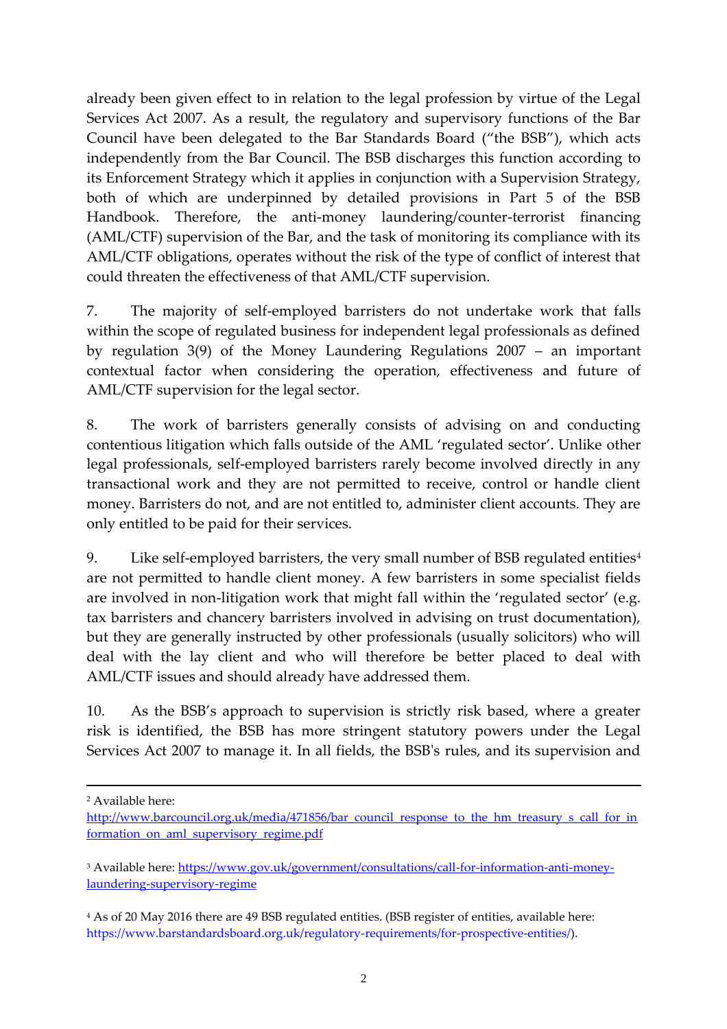already been given effect to in relation to the legal profession by virtue of the Legal Services Act 2007. As a result, the regulatory and supervisory functions of the Bar Council have been delegated to the Bar Standards Board ("the BSB"), which acts independently from the Bar Council. The BSB discharges this function according to its Enforcement Strategy which it applies in conjunction with a Supervision Strategy, both of which are underpinned by detailed provisions in Part 5 of the BSB Handbook. Therefore, the anti-money laundering/counter-terrorist financing (AML/CTF) supervision of the Bar, and the task of monitoring its compliance with its AML/CTF obligations, operates without the risk of the type of conflict of interest that could threaten the effectiveness of that AML/CTF supervision.

7. The majority of self-employed barristers do not undertake work that falls within the scope of regulated business for independent legal professionals as defined by regulation 3(9) of the Money Laundering Regulations 2007 – an important contextual factor when considering the operation, effectiveness and future of AML/CTF supervision for the legal sector.

8. The work of barristers generally consists of advising on and conducting contentious litigation which falls outside of the AML 'regulated sector'. Unlike other legal professionals, self-employed barristers rarely become involved directly in any transactional work and they are not permitted to receive, control or handle client money. Barristers do not, and are not entitled to, administer client accounts. They are only entitled to be paid for their services.

9. Like self-employed barristers, the very small number of BSB regulated entities[4] are not permitted to handle client money. A few barristers in some specialist fields are involved in non-litigation work that might fall within the 'regulated sector' (e.g. tax barristers and chancery barristers involved in advising on trust documentation), but they are generally instructed by other professionals (usually solicitors) who will deal with the lay client and who will therefore be better placed to deal with AML/CTF issues and should already have addressed them.

10. As the BSB's approach to supervision is strictly risk based, where a greater risk is identified, the BSB has more stringent statutory powers under the Legal Services Act 2007 to manage it. In all fields, the BSB's rules, and its supervision and

---

[2] Available here: http://www.barcouncil.org.uk/media/471856/bar_council_response_to_the_hm_treasury_s_call_for_information_on_aml_supervisory_regime.pdf

[3] Available here: https://www.gov.uk/government/consultations/call-for-information-anti-money-laundering-supervisory-regime

[4] As of 20 May 2016 there are 49 BSB regulated entities. (BSB register of entities, available here: https://www.barstandardsboard.org.uk/regulatory-requirements/for-prospective-entities/).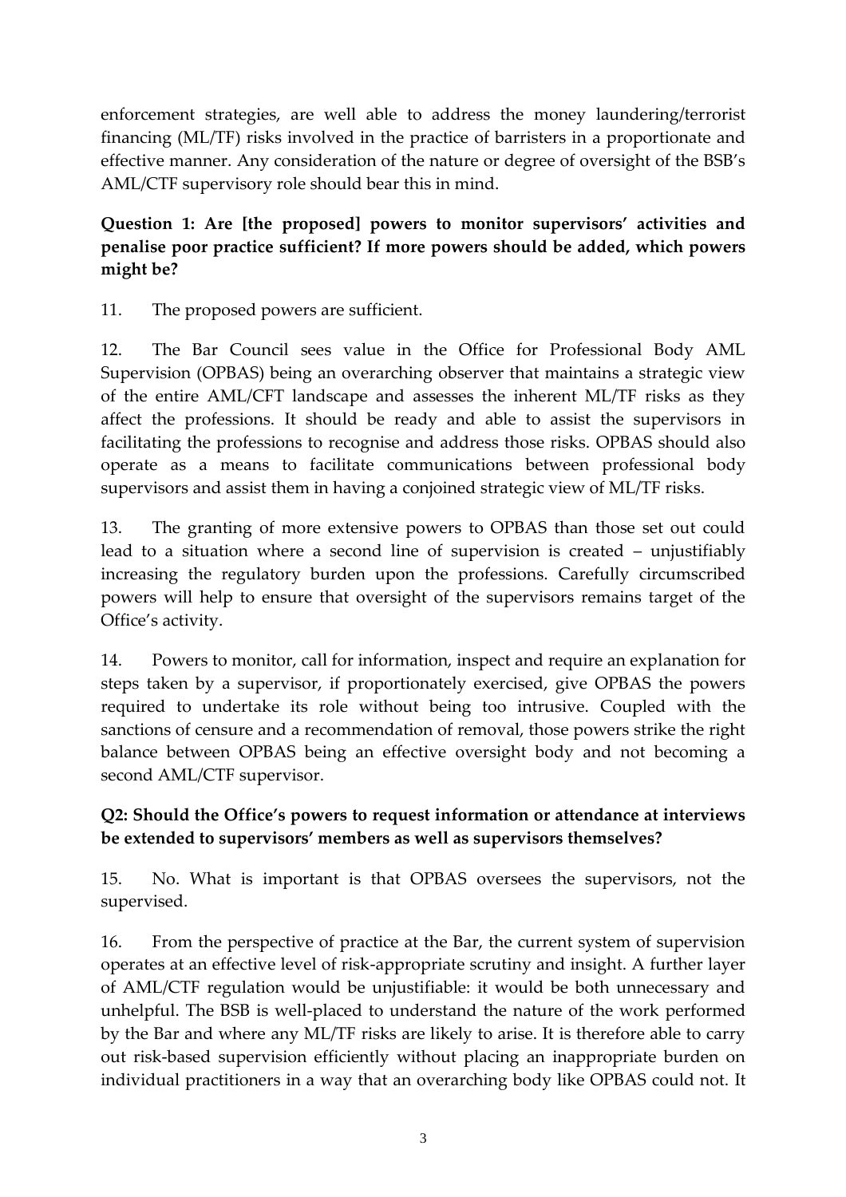enforcement strategies, are well able to address the money laundering/terrorist financing (ML/TF) risks involved in the practice of barristers in a proportionate and effective manner. Any consideration of the nature or degree of oversight of the BSB's AML/CTF supervisory role should bear this in mind.

**Question 1: Are [the proposed] powers to monitor supervisors' activities and penalise poor practice sufficient? If more powers should be added, which powers might be?**

11. The proposed powers are sufficient.

12. The Bar Council sees value in the Office for Professional Body AML Supervision (OPBAS) being an overarching observer that maintains a strategic view of the entire AML/CFT landscape and assesses the inherent ML/TF risks as they affect the professions. It should be ready and able to assist the supervisors in facilitating the professions to recognise and address those risks. OPBAS should also operate as a means to facilitate communications between professional body supervisors and assist them in having a conjoined strategic view of ML/TF risks.

13. The granting of more extensive powers to OPBAS than those set out could lead to a situation where a second line of supervision is created – unjustifiably increasing the regulatory burden upon the professions. Carefully circumscribed powers will help to ensure that oversight of the supervisors remains target of the Office's activity.

14. Powers to monitor, call for information, inspect and require an explanation for steps taken by a supervisor, if proportionately exercised, give OPBAS the powers required to undertake its role without being too intrusive. Coupled with the sanctions of censure and a recommendation of removal, those powers strike the right balance between OPBAS being an effective oversight body and not becoming a second AML/CTF supervisor.

**Q2: Should the Office's powers to request information or attendance at interviews be extended to supervisors' members as well as supervisors themselves?**

15. No. What is important is that OPBAS oversees the supervisors, not the supervised.

16. From the perspective of practice at the Bar, the current system of supervision operates at an effective level of risk-appropriate scrutiny and insight. A further layer of AML/CTF regulation would be unjustifiable: it would be both unnecessary and unhelpful. The BSB is well-placed to understand the nature of the work performed by the Bar and where any ML/TF risks are likely to arise. It is therefore able to carry out risk-based supervision efficiently without placing an inappropriate burden on individual practitioners in a way that an overarching body like OPBAS could not. It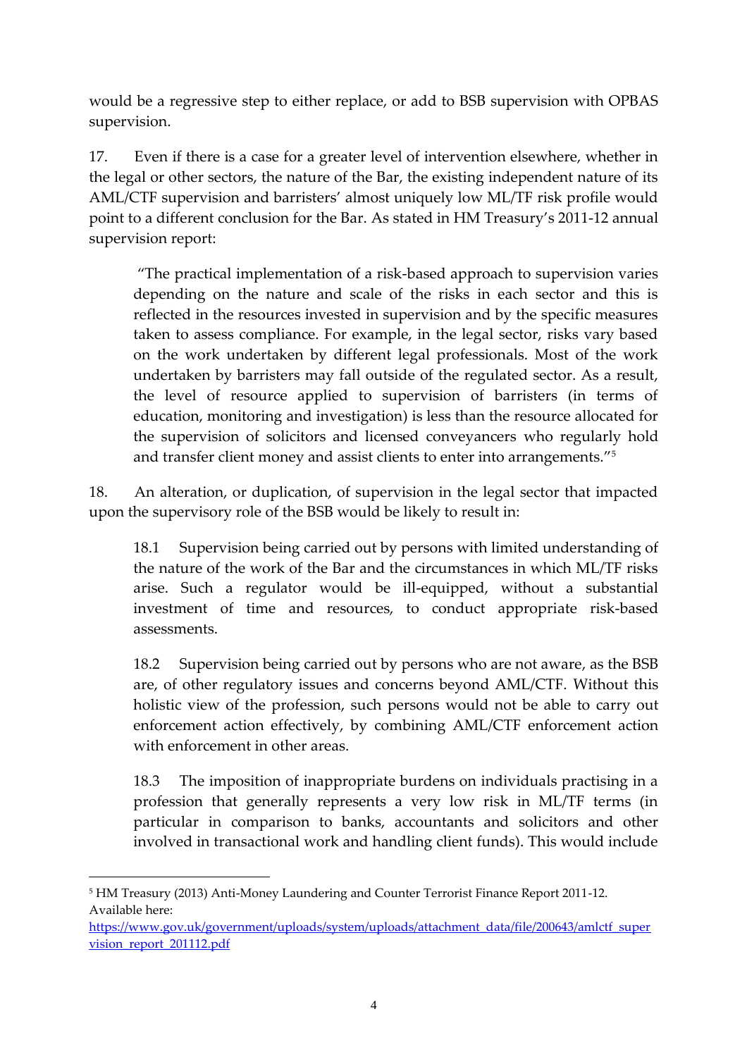would be a regressive step to either replace, or add to BSB supervision with OPBAS supervision.

17. Even if there is a case for a greater level of intervention elsewhere, whether in the legal or other sectors, the nature of the Bar, the existing independent nature of its AML/CTF supervision and barristers' almost uniquely low ML/TF risk profile would point to a different conclusion for the Bar. As stated in HM Treasury's 2011-12 annual supervision report:

> "The practical implementation of a risk-based approach to supervision varies depending on the nature and scale of the risks in each sector and this is reflected in the resources invested in supervision and by the specific measures taken to assess compliance. For example, in the legal sector, risks vary based on the work undertaken by different legal professionals. Most of the work undertaken by barristers may fall outside of the regulated sector. As a result, the level of resource applied to supervision of barristers (in terms of education, monitoring and investigation) is less than the resource allocated for the supervision of solicitors and licensed conveyancers who regularly hold and transfer client money and assist clients to enter into arrangements."[5]

18. An alteration, or duplication, of supervision in the legal sector that impacted upon the supervisory role of the BSB would be likely to result in:

18.1 Supervision being carried out by persons with limited understanding of the nature of the work of the Bar and the circumstances in which ML/TF risks arise. Such a regulator would be ill-equipped, without a substantial investment of time and resources, to conduct appropriate risk-based assessments.

18.2 Supervision being carried out by persons who are not aware, as the BSB are, of other regulatory issues and concerns beyond AML/CTF. Without this holistic view of the profession, such persons would not be able to carry out enforcement action effectively, by combining AML/CTF enforcement action with enforcement in other areas.

18.3 The imposition of inappropriate burdens on individuals practising in a profession that generally represents a very low risk in ML/TF terms (in particular in comparison to banks, accountants and solicitors and other involved in transactional work and handling client funds). This would include

[5] HM Treasury (2013) Anti-Money Laundering and Counter Terrorist Finance Report 2011-12. Available here: https://www.gov.uk/government/uploads/system/uploads/attachment_data/file/200643/amlctf_supervision_report_201112.pdf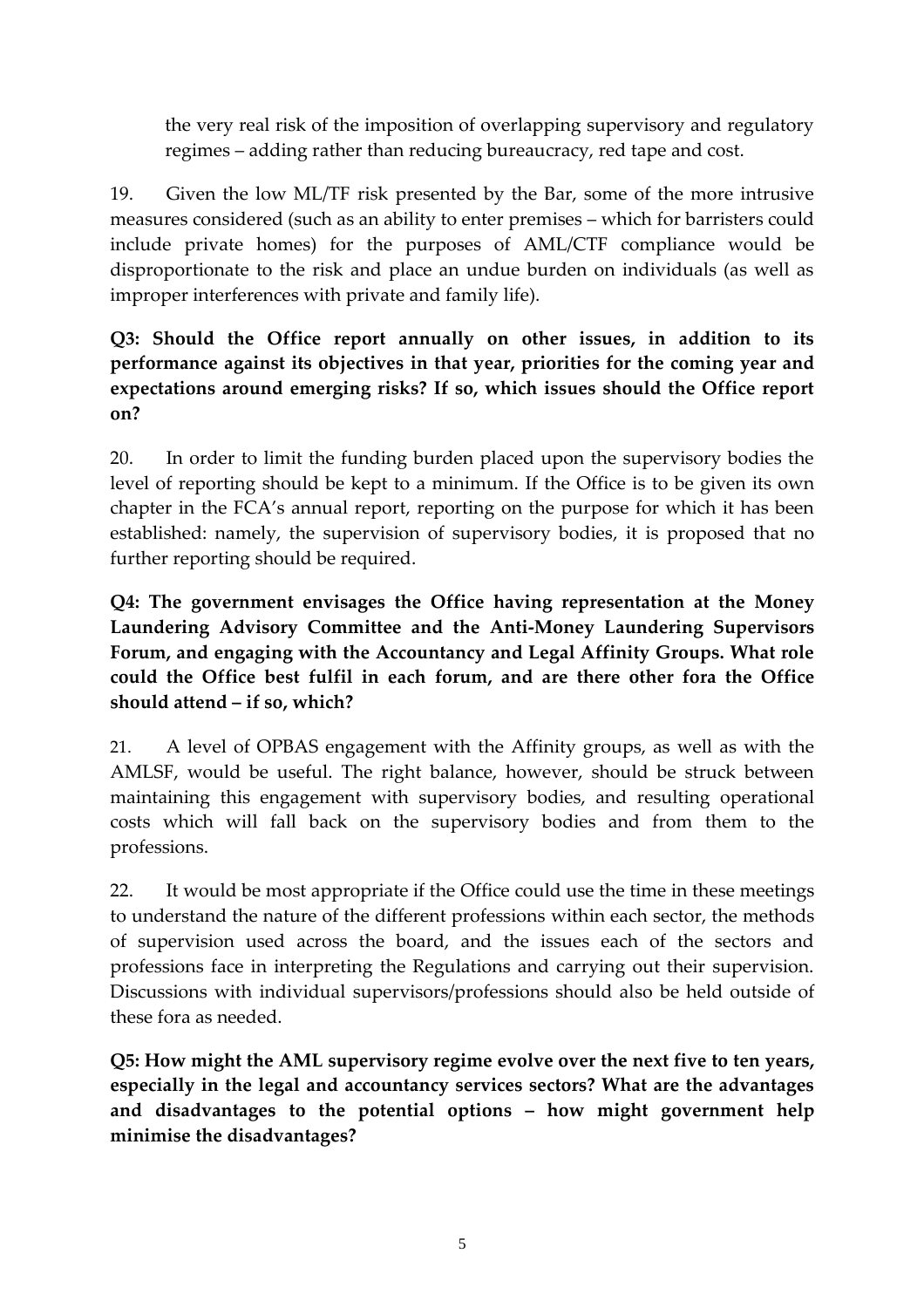the very real risk of the imposition of overlapping supervisory and regulatory regimes – adding rather than reducing bureaucracy, red tape and cost.

19. Given the low ML/TF risk presented by the Bar, some of the more intrusive measures considered (such as an ability to enter premises – which for barristers could include private homes) for the purposes of AML/CTF compliance would be disproportionate to the risk and place an undue burden on individuals (as well as improper interferences with private and family life).

**Q3: Should the Office report annually on other issues, in addition to its performance against its objectives in that year, priorities for the coming year and expectations around emerging risks? If so, which issues should the Office report on?**

20. In order to limit the funding burden placed upon the supervisory bodies the level of reporting should be kept to a minimum. If the Office is to be given its own chapter in the FCA's annual report, reporting on the purpose for which it has been established: namely, the supervision of supervisory bodies, it is proposed that no further reporting should be required.

**Q4: The government envisages the Office having representation at the Money Laundering Advisory Committee and the Anti-Money Laundering Supervisors Forum, and engaging with the Accountancy and Legal Affinity Groups. What role could the Office best fulfil in each forum, and are there other fora the Office should attend – if so, which?**

21. A level of OPBAS engagement with the Affinity groups, as well as with the AMLSF, would be useful. The right balance, however, should be struck between maintaining this engagement with supervisory bodies, and resulting operational costs which will fall back on the supervisory bodies and from them to the professions.

22. It would be most appropriate if the Office could use the time in these meetings to understand the nature of the different professions within each sector, the methods of supervision used across the board, and the issues each of the sectors and professions face in interpreting the Regulations and carrying out their supervision. Discussions with individual supervisors/professions should also be held outside of these fora as needed.

**Q5: How might the AML supervisory regime evolve over the next five to ten years, especially in the legal and accountancy services sectors? What are the advantages and disadvantages to the potential options – how might government help minimise the disadvantages?**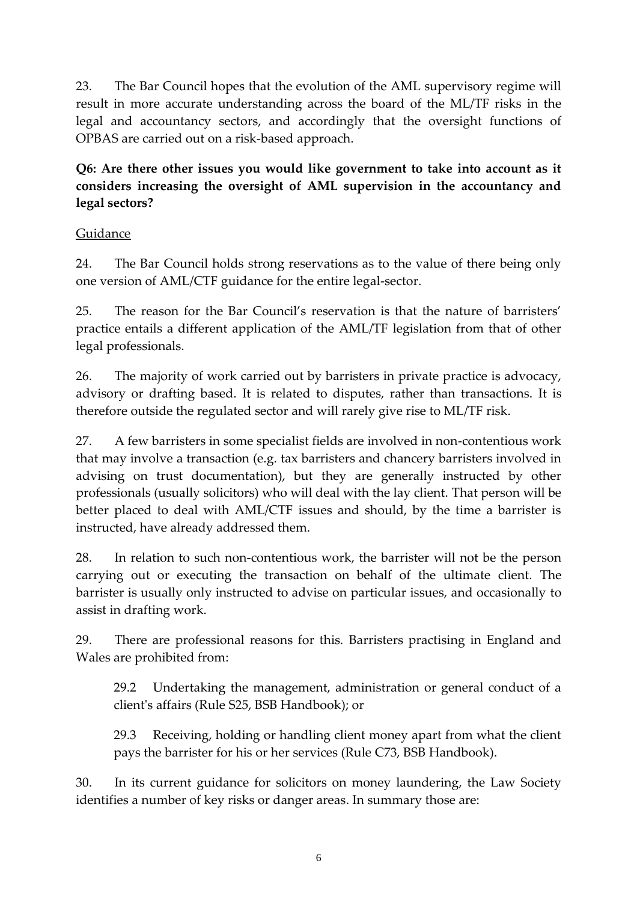23. The Bar Council hopes that the evolution of the AML supervisory regime will result in more accurate understanding across the board of the ML/TF risks in the legal and accountancy sectors, and accordingly that the oversight functions of OPBAS are carried out on a risk-based approach.

**Q6: Are there other issues you would like government to take into account as it considers increasing the oversight of AML supervision in the accountancy and legal sectors?**

<u>Guidance</u>

24. The Bar Council holds strong reservations as to the value of there being only one version of AML/CTF guidance for the entire legal-sector.

25. The reason for the Bar Council's reservation is that the nature of barristers' practice entails a different application of the AML/TF legislation from that of other legal professionals.

26. The majority of work carried out by barristers in private practice is advocacy, advisory or drafting based. It is related to disputes, rather than transactions. It is therefore outside the regulated sector and will rarely give rise to ML/TF risk.

27. A few barristers in some specialist fields are involved in non-contentious work that may involve a transaction (e.g. tax barristers and chancery barristers involved in advising on trust documentation), but they are generally instructed by other professionals (usually solicitors) who will deal with the lay client. That person will be better placed to deal with AML/CTF issues and should, by the time a barrister is instructed, have already addressed them.

28. In relation to such non-contentious work, the barrister will not be the person carrying out or executing the transaction on behalf of the ultimate client. The barrister is usually only instructed to advise on particular issues, and occasionally to assist in drafting work.

29. There are professional reasons for this. Barristers practising in England and Wales are prohibited from:

> 29.2 Undertaking the management, administration or general conduct of a client's affairs (Rule S25, BSB Handbook); or
>
> 29.3 Receiving, holding or handling client money apart from what the client pays the barrister for his or her services (Rule C73, BSB Handbook).

30. In its current guidance for solicitors on money laundering, the Law Society identifies a number of key risks or danger areas. In summary those are: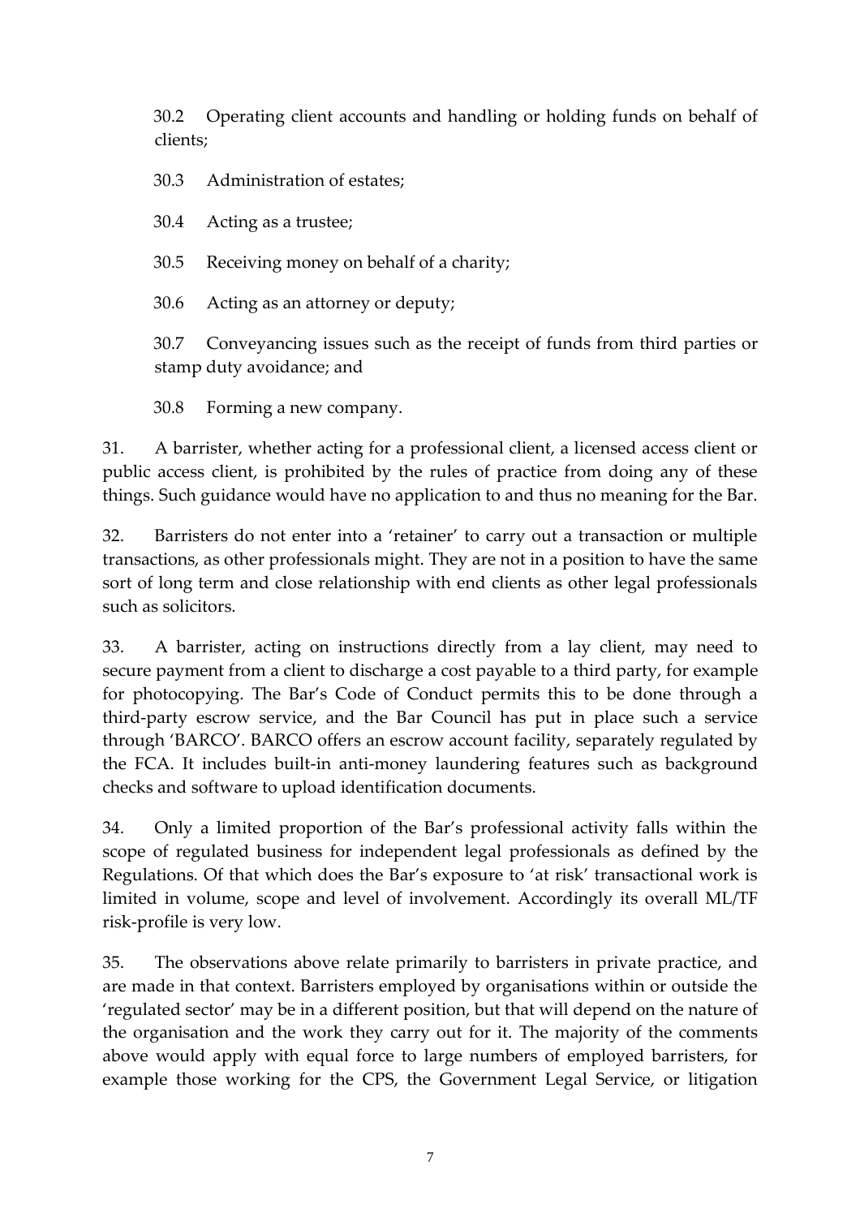30.2 Operating client accounts and handling or holding funds on behalf of clients;

30.3 Administration of estates;

30.4 Acting as a trustee;

30.5 Receiving money on behalf of a charity;

30.6 Acting as an attorney or deputy;

30.7 Conveyancing issues such as the receipt of funds from third parties or stamp duty avoidance; and

30.8 Forming a new company.

31. A barrister, whether acting for a professional client, a licensed access client or public access client, is prohibited by the rules of practice from doing any of these things. Such guidance would have no application to and thus no meaning for the Bar.

32. Barristers do not enter into a 'retainer' to carry out a transaction or multiple transactions, as other professionals might. They are not in a position to have the same sort of long term and close relationship with end clients as other legal professionals such as solicitors.

33. A barrister, acting on instructions directly from a lay client, may need to secure payment from a client to discharge a cost payable to a third party, for example for photocopying. The Bar's Code of Conduct permits this to be done through a third-party escrow service, and the Bar Council has put in place such a service through 'BARCO'. BARCO offers an escrow account facility, separately regulated by the FCA. It includes built-in anti-money laundering features such as background checks and software to upload identification documents.

34. Only a limited proportion of the Bar's professional activity falls within the scope of regulated business for independent legal professionals as defined by the Regulations. Of that which does the Bar's exposure to 'at risk' transactional work is limited in volume, scope and level of involvement. Accordingly its overall ML/TF risk-profile is very low.

35. The observations above relate primarily to barristers in private practice, and are made in that context. Barristers employed by organisations within or outside the 'regulated sector' may be in a different position, but that will depend on the nature of the organisation and the work they carry out for it. The majority of the comments above would apply with equal force to large numbers of employed barristers, for example those working for the CPS, the Government Legal Service, or litigation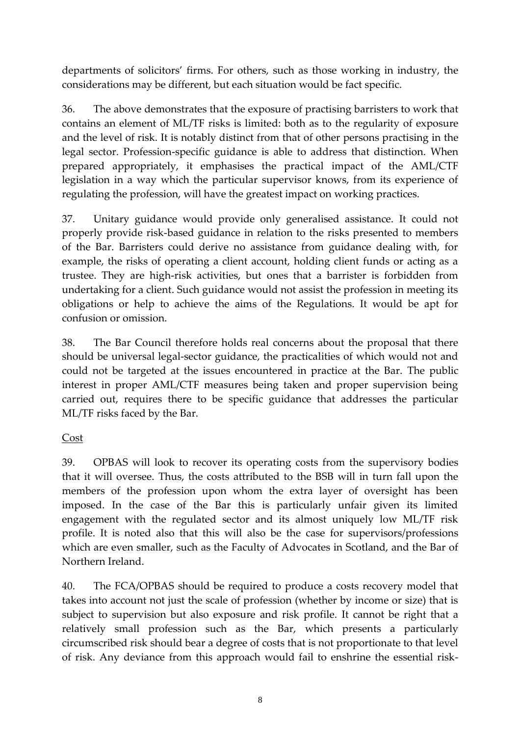departments of solicitors' firms. For others, such as those working in industry, the considerations may be different, but each situation would be fact specific.

36. The above demonstrates that the exposure of practising barristers to work that contains an element of ML/TF risks is limited: both as to the regularity of exposure and the level of risk. It is notably distinct from that of other persons practising in the legal sector. Profession-specific guidance is able to address that distinction. When prepared appropriately, it emphasises the practical impact of the AML/CTF legislation in a way which the particular supervisor knows, from its experience of regulating the profession, will have the greatest impact on working practices.

37. Unitary guidance would provide only generalised assistance. It could not properly provide risk-based guidance in relation to the risks presented to members of the Bar. Barristers could derive no assistance from guidance dealing with, for example, the risks of operating a client account, holding client funds or acting as a trustee. They are high-risk activities, but ones that a barrister is forbidden from undertaking for a client. Such guidance would not assist the profession in meeting its obligations or help to achieve the aims of the Regulations. It would be apt for confusion or omission.

38. The Bar Council therefore holds real concerns about the proposal that there should be universal legal-sector guidance, the practicalities of which would not and could not be targeted at the issues encountered in practice at the Bar. The public interest in proper AML/CTF measures being taken and proper supervision being carried out, requires there to be specific guidance that addresses the particular ML/TF risks faced by the Bar.

<u>Cost</u>

39. OPBAS will look to recover its operating costs from the supervisory bodies that it will oversee. Thus, the costs attributed to the BSB will in turn fall upon the members of the profession upon whom the extra layer of oversight has been imposed. In the case of the Bar this is particularly unfair given its limited engagement with the regulated sector and its almost uniquely low ML/TF risk profile. It is noted also that this will also be the case for supervisors/professions which are even smaller, such as the Faculty of Advocates in Scotland, and the Bar of Northern Ireland.

40. The FCA/OPBAS should be required to produce a costs recovery model that takes into account not just the scale of profession (whether by income or size) that is subject to supervision but also exposure and risk profile. It cannot be right that a relatively small profession such as the Bar, which presents a particularly circumscribed risk should bear a degree of costs that is not proportionate to that level of risk. Any deviance from this approach would fail to enshrine the essential risk-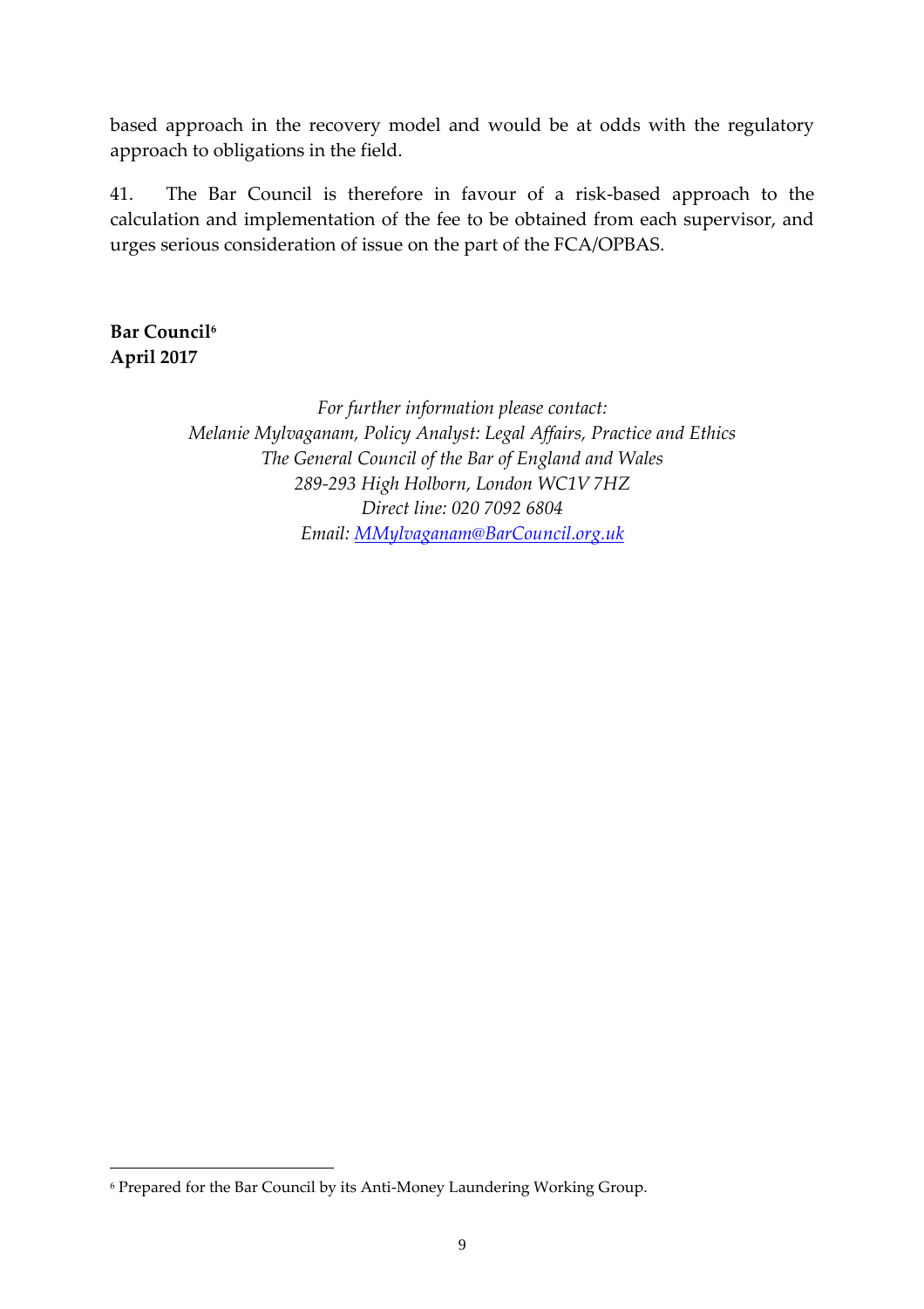based approach in the recovery model and would be at odds with the regulatory approach to obligations in the field.

41. The Bar Council is therefore in favour of a risk-based approach to the calculation and implementation of the fee to be obtained from each supervisor, and urges serious consideration of issue on the part of the FCA/OPBAS.

**Bar Council**[6]
**April 2017**

*For further information please contact:*
*Melanie Mylvaganam, Policy Analyst: Legal Affairs, Practice and Ethics*
*The General Council of the Bar of England and Wales*
*289-293 High Holborn, London WC1V 7HZ*
*Direct line: 020 7092 6804*
*Email: MMylvaganam@BarCouncil.org.uk*

[6] Prepared for the Bar Council by its Anti-Money Laundering Working Group.